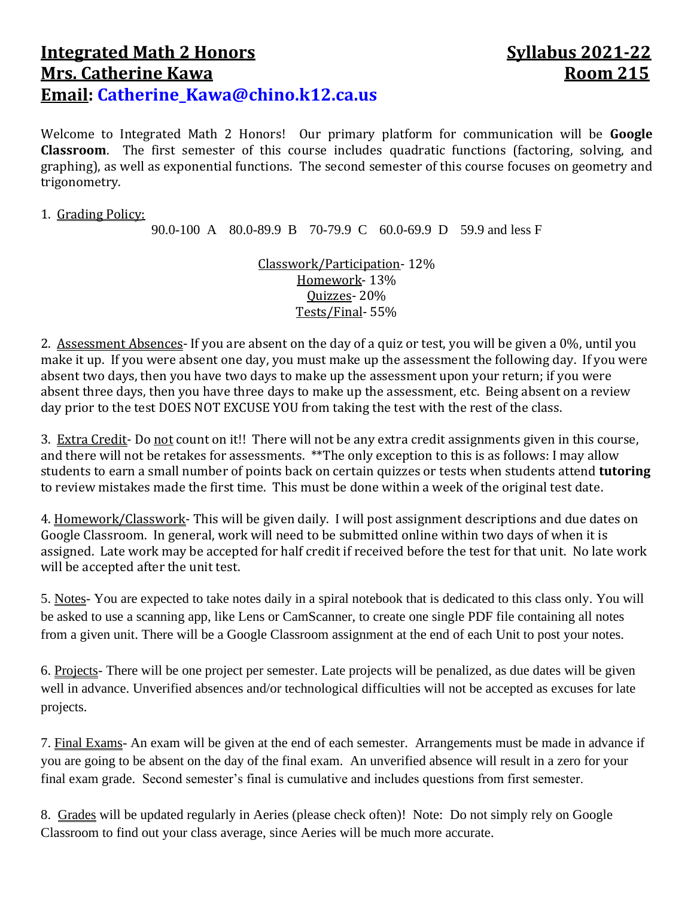# Integrated Math 2 Honors — Syllabus 2021-22

**Mrs. Catherine Kawa** — **Room 215**

**Email: Catherine_Kawa@chino.k12.ca.us**

Welcome to Integrated Math 2 Honors! Our primary platform for communication will be **Google Classroom**. The first semester of this course includes quadratic functions (factoring, solving, and graphing), as well as exponential functions. The second semester of this course focuses on geometry and trigonometry.

1. Grading Policy:

   90.0-100 A 80.0-89.9 B 70-79.9 C 60.0-69.9 D 59.9 and less F

   Classwork/Participation- 12%
   Homework- 13%
   Quizzes- 20%
   Tests/Final- 55%

2. Assessment Absences- If you are absent on the day of a quiz or test, you will be given a 0%, until you make it up. If you were absent one day, you must make up the assessment the following day. If you were absent two days, then you have two days to make up the assessment upon your return; if you were absent three days, then you have three days to make up the assessment, etc. Being absent on a review day prior to the test DOES NOT EXCUSE YOU from taking the test with the rest of the class.

3. Extra Credit- Do not count on it!! There will not be any extra credit assignments given in this course, and there will not be retakes for assessments. **The only exception to this is as follows: I may allow students to earn a small number of points back on certain quizzes or tests when students attend **tutoring** to review mistakes made the first time. This must be done within a week of the original test date.

4. Homework/Classwork- This will be given daily. I will post assignment descriptions and due dates on Google Classroom. In general, work will need to be submitted online within two days of when it is assigned. Late work may be accepted for half credit if received before the test for that unit. No late work will be accepted after the unit test.

5. Notes- You are expected to take notes daily in a spiral notebook that is dedicated to this class only. You will be asked to use a scanning app, like Lens or CamScanner, to create one single PDF file containing all notes from a given unit. There will be a Google Classroom assignment at the end of each Unit to post your notes.

6. Projects- There will be one project per semester. Late projects will be penalized, as due dates will be given well in advance. Unverified absences and/or technological difficulties will not be accepted as excuses for late projects.

7. Final Exams- An exam will be given at the end of each semester. Arrangements must be made in advance if you are going to be absent on the day of the final exam. An unverified absence will result in a zero for your final exam grade. Second semester's final is cumulative and includes questions from first semester.

8. Grades will be updated regularly in Aeries (please check often)! Note: Do not simply rely on Google Classroom to find out your class average, since Aeries will be much more accurate.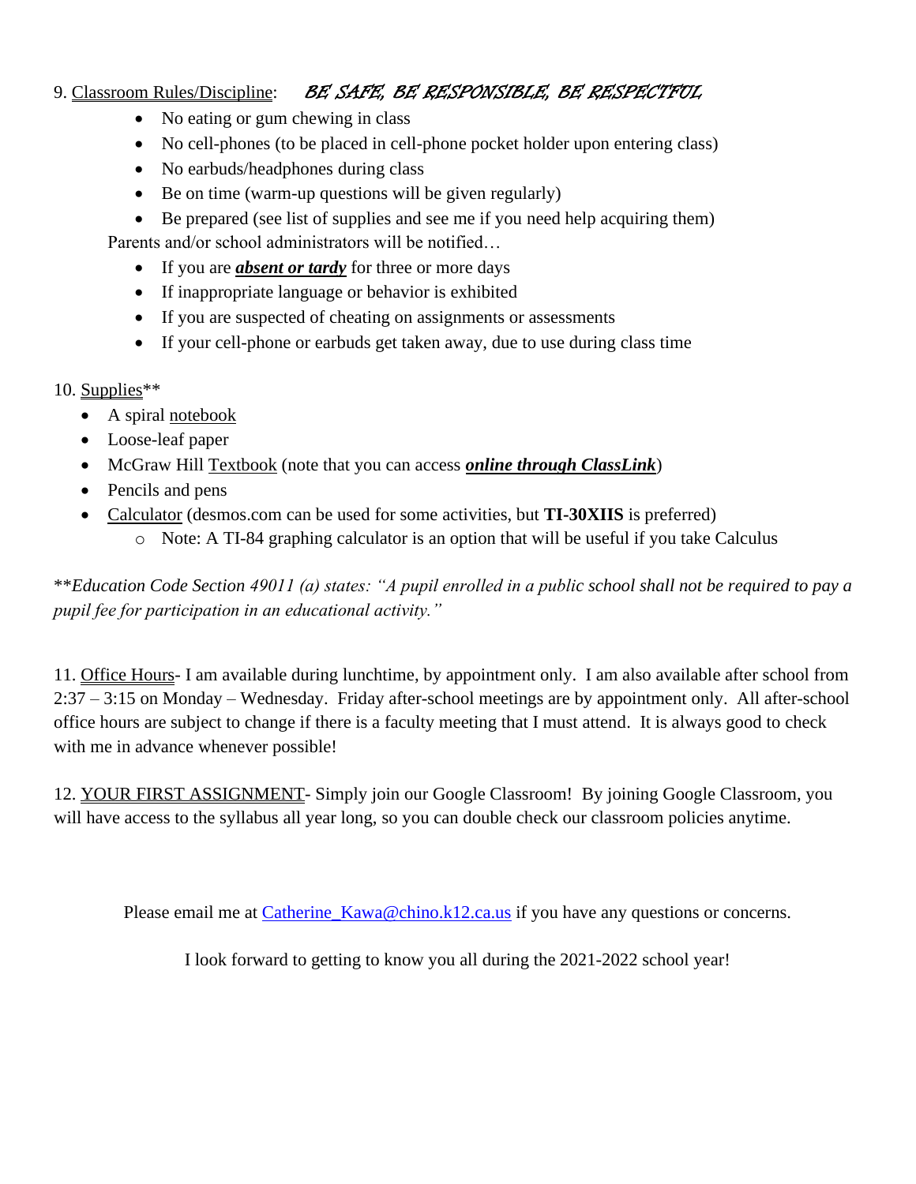9. Classroom Rules/Discipline: *BE SAFE, BE RESPONSIBLE, BE RESPECTFUL*

- No eating or gum chewing in class
- No cell-phones (to be placed in cell-phone pocket holder upon entering class)
- No earbuds/headphones during class
- Be on time (warm-up questions will be given regularly)
- Be prepared (see list of supplies and see me if you need help acquiring them)

Parents and/or school administrators will be notified…

- If you are ***absent or tardy*** for three or more days
- If inappropriate language or behavior is exhibited
- If you are suspected of cheating on assignments or assessments
- If your cell-phone or earbuds get taken away, due to use during class time

10. Supplies**

- A spiral notebook
- Loose-leaf paper
- McGraw Hill Textbook (note that you can access ***online through ClassLink***)
- Pencils and pens
- Calculator (desmos.com can be used for some activities, but **TI-30XIIS** is preferred)
  - Note: A TI-84 graphing calculator is an option that will be useful if you take Calculus

***Education Code Section 49011 (a) states: "A pupil enrolled in a public school shall not be required to pay a pupil fee for participation in an educational activity."*

11. Office Hours- I am available during lunchtime, by appointment only. I am also available after school from 2:37 – 3:15 on Monday – Wednesday. Friday after-school meetings are by appointment only. All after-school office hours are subject to change if there is a faculty meeting that I must attend. It is always good to check with me in advance whenever possible!

12. YOUR FIRST ASSIGNMENT- Simply join our Google Classroom! By joining Google Classroom, you will have access to the syllabus all year long, so you can double check our classroom policies anytime.

Please email me at Catherine_Kawa@chino.k12.ca.us if you have any questions or concerns.

I look forward to getting to know you all during the 2021-2022 school year!